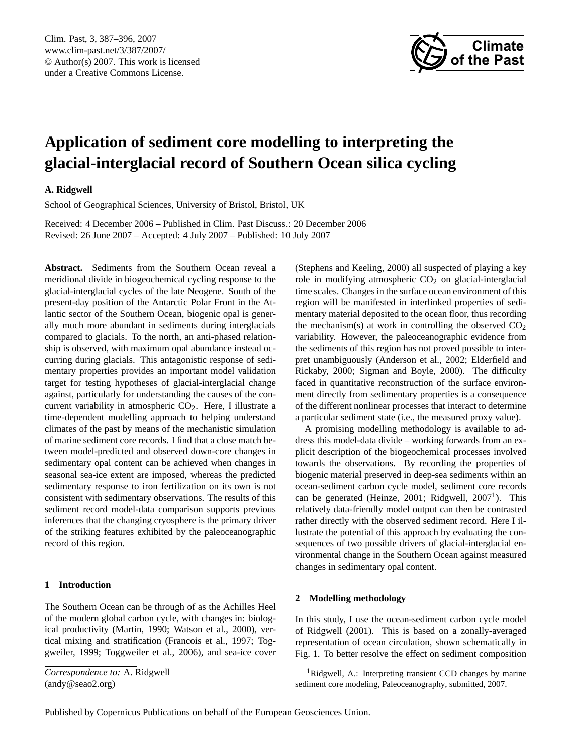# Application of sediment core modelling to interpreting the glacial-interglacial record of Southern Ocean silica cycling

**A. Ridgwell**

School of Geographical Sciences, University of Bristol, Bristol, UK

Received: 4 December 2006 – Published in Clim. Past Discuss.: 20 December 2006
Revised: 26 June 2007 – Accepted: 4 July 2007 – Published: 10 July 2007

**Abstract.** Sediments from the Southern Ocean reveal a meridional divide in biogeochemical cycling response to the glacial-interglacial cycles of the late Neogene. South of the present-day position of the Antarctic Polar Front in the Atlantic sector of the Southern Ocean, biogenic opal is generally much more abundant in sediments during interglacials compared to glacials. To the north, an anti-phased relationship is observed, with maximum opal abundance instead occurring during glacials. This antagonistic response of sedimentary properties provides an important model validation target for testing hypotheses of glacial-interglacial change against, particularly for understanding the causes of the concurrent variability in atmospheric $CO_2$. Here, I illustrate a time-dependent modelling approach to helping understand climates of the past by means of the mechanistic simulation of marine sediment core records. I find that a close match between model-predicted and observed down-core changes in sedimentary opal content can be achieved when changes in seasonal sea-ice extent are imposed, whereas the predicted sedimentary response to iron fertilization on its own is not consistent with sedimentary observations. The results of this sediment record model-data comparison supports previous inferences that the changing cryosphere is the primary driver of the striking features exhibited by the paleoceanographic record of this region.

## 1 Introduction

The Southern Ocean can be through of as the Achilles Heel of the modern global carbon cycle, with changes in: biological productivity (Martin, 1990; Watson et al., 2000), vertical mixing and stratification (Francois et al., 1997; Toggweiler, 1999; Toggweiler et al., 2006), and sea-ice cover (Stephens and Keeling, 2000) all suspected of playing a key role in modifying atmospheric $CO_2$ on glacial-interglacial time scales. Changes in the surface ocean environment of this region will be manifested in interlinked properties of sedimentary material deposited to the ocean floor, thus recording the mechanism(s) at work in controlling the observed $CO_2$ variability. However, the paleoceanographic evidence from the sediments of this region has not proved possible to interpret unambiguously (Anderson et al., 2002; Elderfield and Rickaby, 2000; Sigman and Boyle, 2000). The difficulty faced in quantitative reconstruction of the surface environment directly from sedimentary properties is a consequence of the different nonlinear processes that interact to determine a particular sediment state (i.e., the measured proxy value).

A promising modelling methodology is available to address this model-data divide – working forwards from an explicit description of the biogeochemical processes involved towards the observations. By recording the properties of biogenic material preserved in deep-sea sediments within an ocean-sediment carbon cycle model, sediment core records can be generated (Heinze, 2001; Ridgwell, 2007[1]). This relatively data-friendly model output can then be contrasted rather directly with the observed sediment record. Here I illustrate the potential of this approach by evaluating the consequences of two possible drivers of glacial-interglacial environmental change in the Southern Ocean against measured changes in sedimentary opal content.

## 2 Modelling methodology

In this study, I use the ocean-sediment carbon cycle model of Ridgwell (2001). This is based on a zonally-averaged representation of ocean circulation, shown schematically in Fig. 1. To better resolve the effect on sediment composition

*Correspondence to:* A. Ridgwell
(andy@seao2.org)

[1] Ridgwell, A.: Interpreting transient CCD changes by marine sediment core modeling, Paleoceanography, submitted, 2007.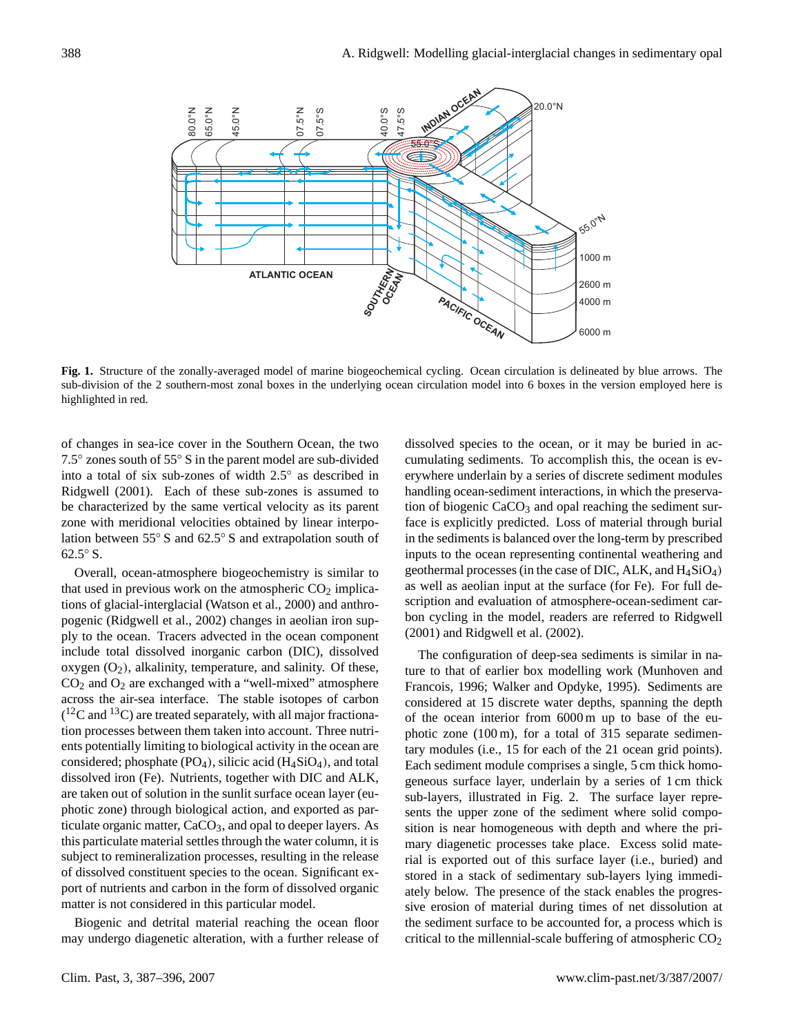**Fig. 1.** Structure of the zonally-averaged model of marine biogeochemical cycling. Ocean circulation is delineated by blue arrows. The sub-division of the 2 southern-most zonal boxes in the underlying ocean circulation model into 6 boxes in the version employed here is highlighted in red.

of changes in sea-ice cover in the Southern Ocean, the two 7.5° zones south of 55° S in the parent model are sub-divided into a total of six sub-zones of width 2.5° as described in Ridgwell (2001). Each of these sub-zones is assumed to be characterized by the same vertical velocity as its parent zone with meridional velocities obtained by linear interpolation between 55° S and 62.5° S and extrapolation south of 62.5° S.

Overall, ocean-atmosphere biogeochemistry is similar to that used in previous work on the atmospheric $CO_2$ implications of glacial-interglacial (Watson et al., 2000) and anthropogenic (Ridgwell et al., 2002) changes in aeolian iron supply to the ocean. Tracers advected in the ocean component include total dissolved inorganic carbon (DIC), dissolved oxygen ($O_2$), alkalinity, temperature, and salinity. Of these, $CO_2$ and $O_2$ are exchanged with a "well-mixed" atmosphere across the air-sea interface. The stable isotopes of carbon ($^{12}C$ and $^{13}C$) are treated separately, with all major fractionation processes between them taken into account. Three nutrients potentially limiting to biological activity in the ocean are considered; phosphate ($PO_4$), silicic acid ($H_4SiO_4$), and total dissolved iron (Fe). Nutrients, together with DIC and ALK, are taken out of solution in the sunlit surface ocean layer (euphotic zone) through biological action, and exported as particulate organic matter, $CaCO_3$, and opal to deeper layers. As this particulate material settles through the water column, it is subject to remineralization processes, resulting in the release of dissolved constituent species to the ocean. Significant export of nutrients and carbon in the form of dissolved organic matter is not considered in this particular model.

Biogenic and detrital material reaching the ocean floor may undergo diagenetic alteration, with a further release of dissolved species to the ocean, or it may be buried in accumulating sediments. To accomplish this, the ocean is everywhere underlain by a series of discrete sediment modules handling ocean-sediment interactions, in which the preservation of biogenic $CaCO_3$ and opal reaching the sediment surface is explicitly predicted. Loss of material through burial in the sediments is balanced over the long-term by prescribed inputs to the ocean representing continental weathering and geothermal processes (in the case of DIC, ALK, and $H_4SiO_4$) as well as aeolian input at the surface (for Fe). For full description and evaluation of atmosphere-ocean-sediment carbon cycling in the model, readers are referred to Ridgwell (2001) and Ridgwell et al. (2002).

The configuration of deep-sea sediments is similar in nature to that of earlier box modelling work (Munhoven and Francois, 1996; Walker and Opdyke, 1995). Sediments are considered at 15 discrete water depths, spanning the depth of the ocean interior from 6000 m up to base of the euphotic zone (100 m), for a total of 315 separate sedimentary modules (i.e., 15 for each of the 21 ocean grid points). Each sediment module comprises a single, 5 cm thick homogeneous surface layer, underlain by a series of 1 cm thick sub-layers, illustrated in Fig. 2. The surface layer represents the upper zone of the sediment where solid composition is near homogeneous with depth and where the primary diagenetic processes take place. Excess solid material is exported out of this surface layer (i.e., buried) and stored in a stack of sedimentary sub-layers lying immediately below. The presence of the stack enables the progressive erosion of material during times of net dissolution at the sediment surface to be accounted for, a process which is critical to the millennial-scale buffering of atmospheric $CO_2$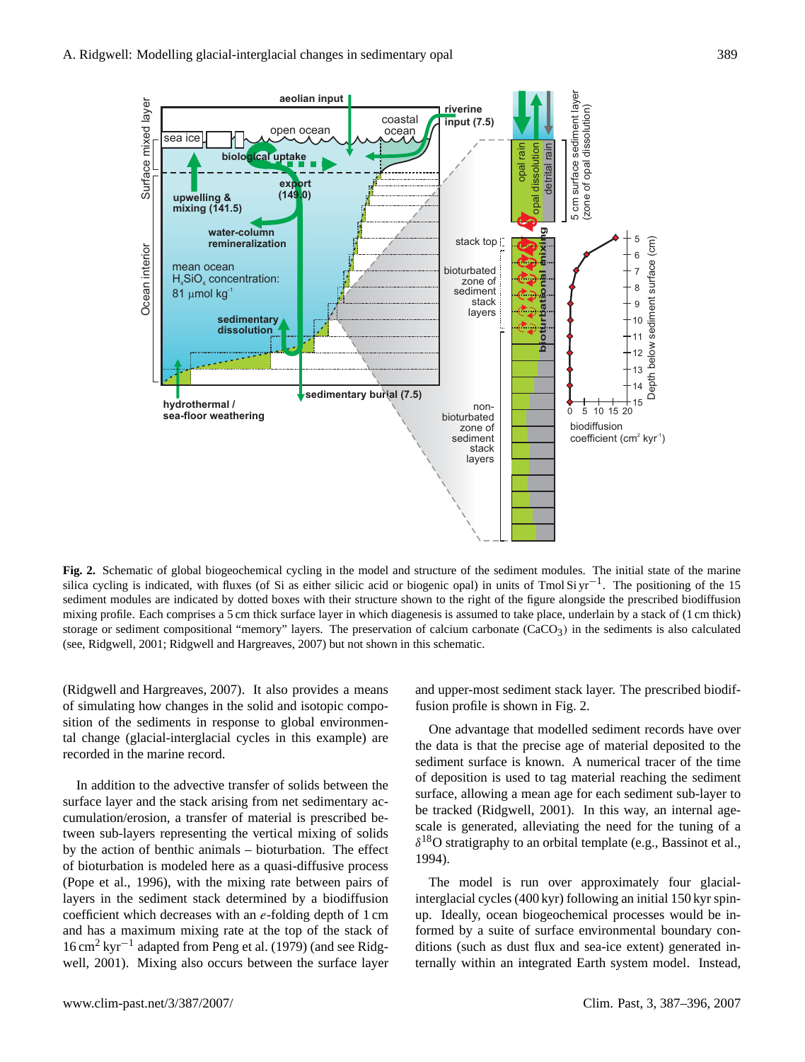**Fig. 2.** Schematic of global biogeochemical cycling in the model and structure of the sediment modules. The initial state of the marine silica cycling is indicated, with fluxes (of Si as either silicic acid or biogenic opal) in units of Tmol Si $yr^{-1}$. The positioning of the 15 sediment modules are indicated by dotted boxes with their structure shown to the right of the figure alongside the prescribed biodiffusion mixing profile. Each comprises a 5 cm thick surface layer in which diagenesis is assumed to take place, underlain by a stack of (1 cm thick) storage or sediment compositional "memory" layers. The preservation of calcium carbonate ($CaCO_3$) in the sediments is also calculated (see, Ridgwell, 2001; Ridgwell and Hargreaves, 2007) but not shown in this schematic.

(Ridgwell and Hargreaves, 2007). It also provides a means of simulating how changes in the solid and isotopic composition of the sediments in response to global environmental change (glacial-interglacial cycles in this example) are recorded in the marine record.

In addition to the advective transfer of solids between the surface layer and the stack arising from net sedimentary accumulation/erosion, a transfer of material is prescribed between sub-layers representing the vertical mixing of solids by the action of benthic animals – bioturbation. The effect of bioturbation is modeled here as a quasi-diffusive process (Pope et al., 1996), with the mixing rate between pairs of layers in the sediment stack determined by a biodiffusion coefficient which decreases with an *e*-folding depth of 1 cm and has a maximum mixing rate at the top of the stack of 16 $cm^2$ $kyr^{-1}$ adapted from Peng et al. (1979) (and see Ridgwell, 2001). Mixing also occurs between the surface layer and upper-most sediment stack layer. The prescribed biodiffusion profile is shown in Fig. 2.

One advantage that modelled sediment records have over the data is that the precise age of material deposited to the sediment surface is known. A numerical tracer of the time of deposition is used to tag material reaching the sediment surface, allowing a mean age for each sediment sub-layer to be tracked (Ridgwell, 2001). In this way, an internal age-scale is generated, alleviating the need for the tuning of a $\delta^{18}O$ stratigraphy to an orbital template (e.g., Bassinot et al., 1994).

The model is run over approximately four glacial-interglacial cycles (400 kyr) following an initial 150 kyr spin-up. Ideally, ocean biogeochemical processes would be informed by a suite of surface environmental boundary conditions (such as dust flux and sea-ice extent) generated internally within an integrated Earth system model. Instead,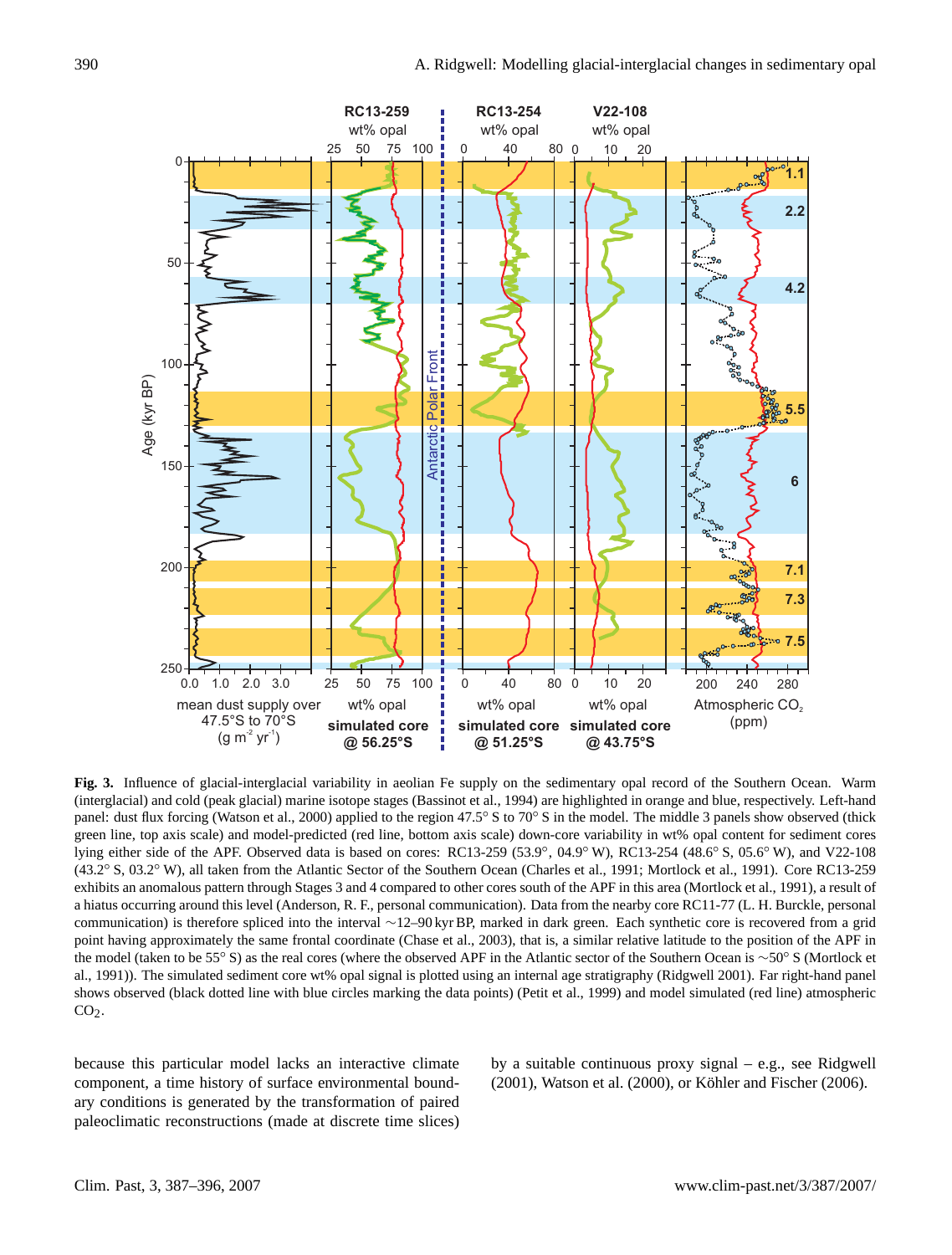**Fig. 3.** Influence of glacial-interglacial variability in aeolian Fe supply on the sedimentary opal record of the Southern Ocean. Warm (interglacial) and cold (peak glacial) marine isotope stages (Bassinot et al., 1994) are highlighted in orange and blue, respectively. Left-hand panel: dust flux forcing (Watson et al., 2000) applied to the region 47.5° S to 70° S in the model. The middle 3 panels show observed (thick green line, top axis scale) and model-predicted (red line, bottom axis scale) down-core variability in wt% opal content for sediment cores lying either side of the APF. Observed data is based on cores: RC13-259 (53.9°, 04.9° W), RC13-254 (48.6° S, 05.6° W), and V22-108 (43.2° S, 03.2° W), all taken from the Atlantic Sector of the Southern Ocean (Charles et al., 1991; Mortlock et al., 1991). Core RC13-259 exhibits an anomalous pattern through Stages 3 and 4 compared to other cores south of the APF in this area (Mortlock et al., 1991), a result of a hiatus occurring around this level (Anderson, R. F., personal communication). Data from the nearby core RC11-77 (L. H. Burckle, personal communication) is therefore spliced into the interval ~12–90 kyr BP, marked in dark green. Each synthetic core is recovered from a grid point having approximately the same frontal coordinate (Chase et al., 2003), that is, a similar relative latitude to the position of the APF in the model (taken to be 55° S) as the real cores (where the observed APF in the Atlantic sector of the Southern Ocean is ~50° S (Mortlock et al., 1991)). The simulated sediment core wt% opal signal is plotted using an internal age stratigraphy (Ridgwell 2001). Far right-hand panel shows observed (black dotted line with blue circles marking the data points) (Petit et al., 1999) and model simulated (red line) atmospheric $CO_2$.

because this particular model lacks an interactive climate component, a time history of surface environmental boundary conditions is generated by the transformation of paired paleoclimatic reconstructions (made at discrete time slices) by a suitable continuous proxy signal – e.g., see Ridgwell (2001), Watson et al. (2000), or Köhler and Fischer (2006).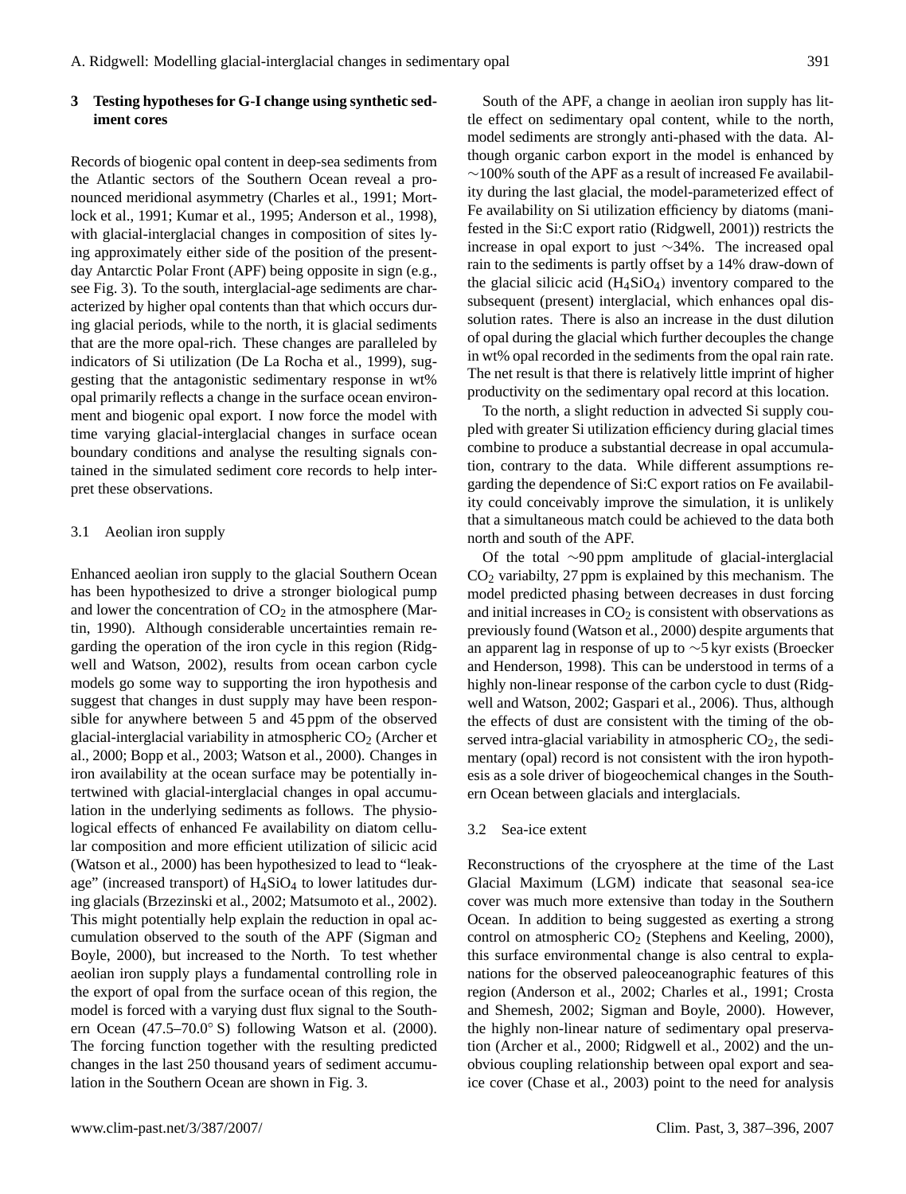## 3 Testing hypotheses for G-I change using synthetic sediment cores

Records of biogenic opal content in deep-sea sediments from the Atlantic sectors of the Southern Ocean reveal a pronounced meridional asymmetry (Charles et al., 1991; Mortlock et al., 1991; Kumar et al., 1995; Anderson et al., 1998), with glacial-interglacial changes in composition of sites lying approximately either side of the position of the present-day Antarctic Polar Front (APF) being opposite in sign (e.g., see Fig. 3). To the south, interglacial-age sediments are characterized by higher opal contents than that which occurs during glacial periods, while to the north, it is glacial sediments that are the more opal-rich. These changes are paralleled by indicators of Si utilization (De La Rocha et al., 1999), suggesting that the antagonistic sedimentary response in wt% opal primarily reflects a change in the surface ocean environment and biogenic opal export. I now force the model with time varying glacial-interglacial changes in surface ocean boundary conditions and analyse the resulting signals contained in the simulated sediment core records to help interpret these observations.

### 3.1 Aeolian iron supply

Enhanced aeolian iron supply to the glacial Southern Ocean has been hypothesized to drive a stronger biological pump and lower the concentration of $CO_2$ in the atmosphere (Martin, 1990). Although considerable uncertainties remain regarding the operation of the iron cycle in this region (Ridgwell and Watson, 2002), results from ocean carbon cycle models go some way to supporting the iron hypothesis and suggest that changes in dust supply may have been responsible for anywhere between 5 and 45 ppm of the observed glacial-interglacial variability in atmospheric $CO_2$ (Archer et al., 2000; Bopp et al., 2003; Watson et al., 2000). Changes in iron availability at the ocean surface may be potentially intertwined with glacial-interglacial changes in opal accumulation in the underlying sediments as follows. The physiological effects of enhanced Fe availability on diatom cellular composition and more efficient utilization of silicic acid (Watson et al., 2000) has been hypothesized to lead to "leakage" (increased transport) of $H_4SiO_4$ to lower latitudes during glacials (Brzezinski et al., 2002; Matsumoto et al., 2002). This might potentially help explain the reduction in opal accumulation observed to the south of the APF (Sigman and Boyle, 2000), but increased to the North. To test whether aeolian iron supply plays a fundamental controlling role in the export of opal from the surface ocean of this region, the model is forced with a varying dust flux signal to the Southern Ocean (47.5–70.0° S) following Watson et al. (2000). The forcing function together with the resulting predicted changes in the last 250 thousand years of sediment accumulation in the Southern Ocean are shown in Fig. 3.

South of the APF, a change in aeolian iron supply has little effect on sedimentary opal content, while to the north, model sediments are strongly anti-phased with the data. Although organic carbon export in the model is enhanced by ~100% south of the APF as a result of increased Fe availability during the last glacial, the model-parameterized effect of Fe availability on Si utilization efficiency by diatoms (manifested in the Si:C export ratio (Ridgwell, 2001)) restricts the increase in opal export to just ~34%. The increased opal rain to the sediments is partly offset by a 14% draw-down of the glacial silicic acid ($H_4SiO_4$) inventory compared to the subsequent (present) interglacial, which enhances opal dissolution rates. There is also an increase in the dust dilution of opal during the glacial which further decouples the change in wt% opal recorded in the sediments from the opal rain rate. The net result is that there is relatively little imprint of higher productivity on the sedimentary opal record at this location.

To the north, a slight reduction in advected Si supply coupled with greater Si utilization efficiency during glacial times combine to produce a substantial decrease in opal accumulation, contrary to the data. While different assumptions regarding the dependence of Si:C export ratios on Fe availability could conceivably improve the simulation, it is unlikely that a simultaneous match could be achieved to the data both north and south of the APF.

Of the total ~90 ppm amplitude of glacial-interglacial $CO_2$ variabilty, 27 ppm is explained by this mechanism. The model predicted phasing between decreases in dust forcing and initial increases in $CO_2$ is consistent with observations as previously found (Watson et al., 2000) despite arguments that an apparent lag in response of up to ~5 kyr exists (Broecker and Henderson, 1998). This can be understood in terms of a highly non-linear response of the carbon cycle to dust (Ridgwell and Watson, 2002; Gaspari et al., 2006). Thus, although the effects of dust are consistent with the timing of the observed intra-glacial variability in atmospheric $CO_2$, the sedimentary (opal) record is not consistent with the iron hypothesis as a sole driver of biogeochemical changes in the Southern Ocean between glacials and interglacials.

### 3.2 Sea-ice extent

Reconstructions of the cryosphere at the time of the Last Glacial Maximum (LGM) indicate that seasonal sea-ice cover was much more extensive than today in the Southern Ocean. In addition to being suggested as exerting a strong control on atmospheric $CO_2$ (Stephens and Keeling, 2000), this surface environmental change is also central to explanations for the observed paleoceanographic features of this region (Anderson et al., 2002; Charles et al., 1991; Crosta and Shemesh, 2002; Sigman and Boyle, 2000). However, the highly non-linear nature of sedimentary opal preservation (Archer et al., 2000; Ridgwell et al., 2002) and the unobvious coupling relationship between opal export and sea-ice cover (Chase et al., 2003) point to the need for analysis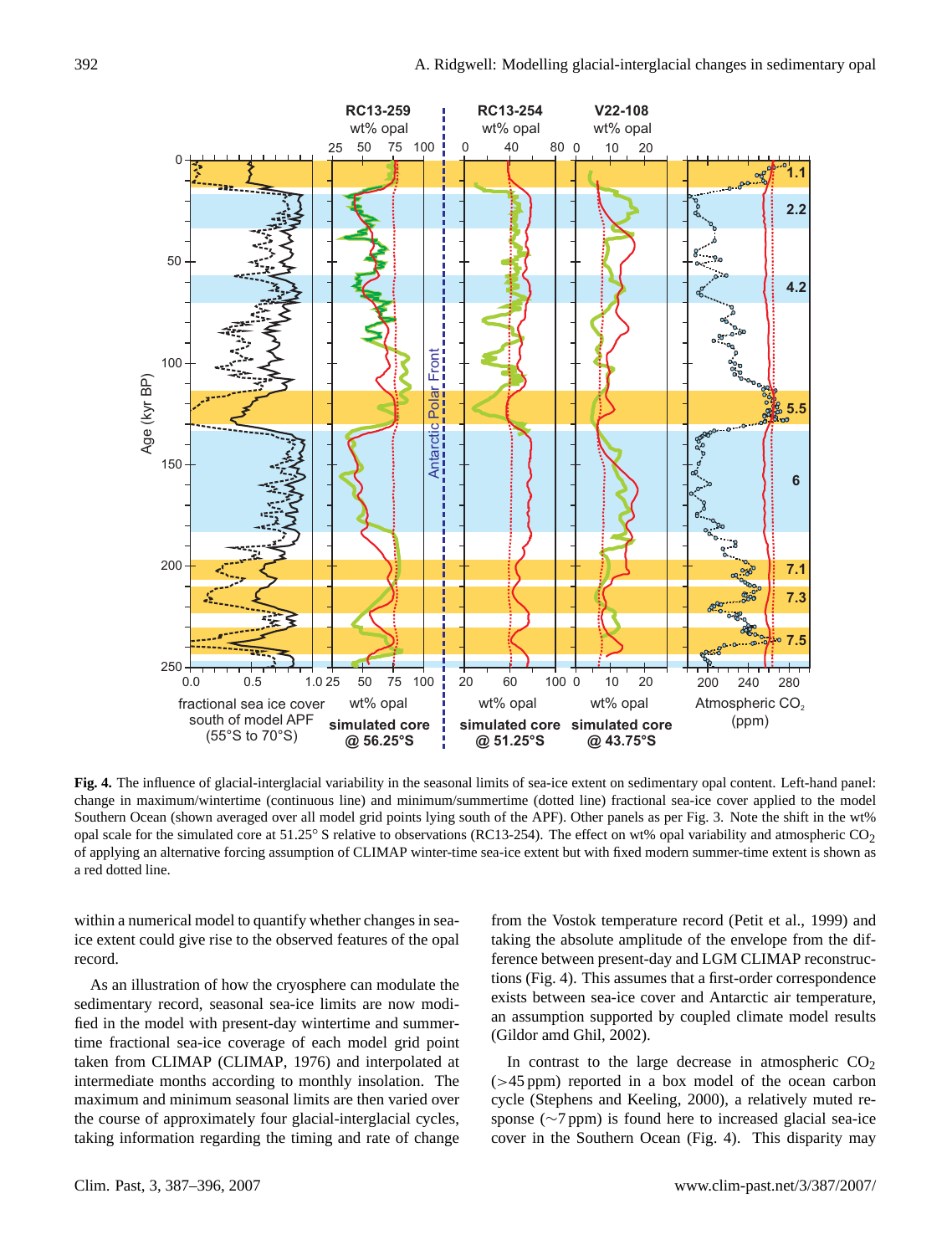**Fig. 4.** The influence of glacial-interglacial variability in the seasonal limits of sea-ice extent on sedimentary opal content. Left-hand panel: change in maximum/wintertime (continuous line) and minimum/summertime (dotted line) fractional sea-ice cover applied to the model Southern Ocean (shown averaged over all model grid points lying south of the APF). Other panels as per Fig. 3. Note the shift in the wt% opal scale for the simulated core at 51.25° S relative to observations (RC13-254). The effect on wt% opal variability and atmospheric $CO_2$ of applying an alternative forcing assumption of CLIMAP winter-time sea-ice extent but with fixed modern summer-time extent is shown as a red dotted line.

within a numerical model to quantify whether changes in sea-ice extent could give rise to the observed features of the opal record.

As an illustration of how the cryosphere can modulate the sedimentary record, seasonal sea-ice limits are now modified in the model with present-day wintertime and summertime fractional sea-ice coverage of each model grid point taken from CLIMAP (CLIMAP, 1976) and interpolated at intermediate months according to monthly insolation. The maximum and minimum seasonal limits are then varied over the course of approximately four glacial-interglacial cycles, taking information regarding the timing and rate of change from the Vostok temperature record (Petit et al., 1999) and taking the absolute amplitude of the envelope from the difference between present-day and LGM CLIMAP reconstructions (Fig. 4). This assumes that a first-order correspondence exists between sea-ice cover and Antarctic air temperature, an assumption supported by coupled climate model results (Gildor amd Ghil, 2002).

In contrast to the large decrease in atmospheric $CO_2$ (>45 ppm) reported in a box model of the ocean carbon cycle (Stephens and Keeling, 2000), a relatively muted response (~7 ppm) is found here to increased glacial sea-ice cover in the Southern Ocean (Fig. 4). This disparity may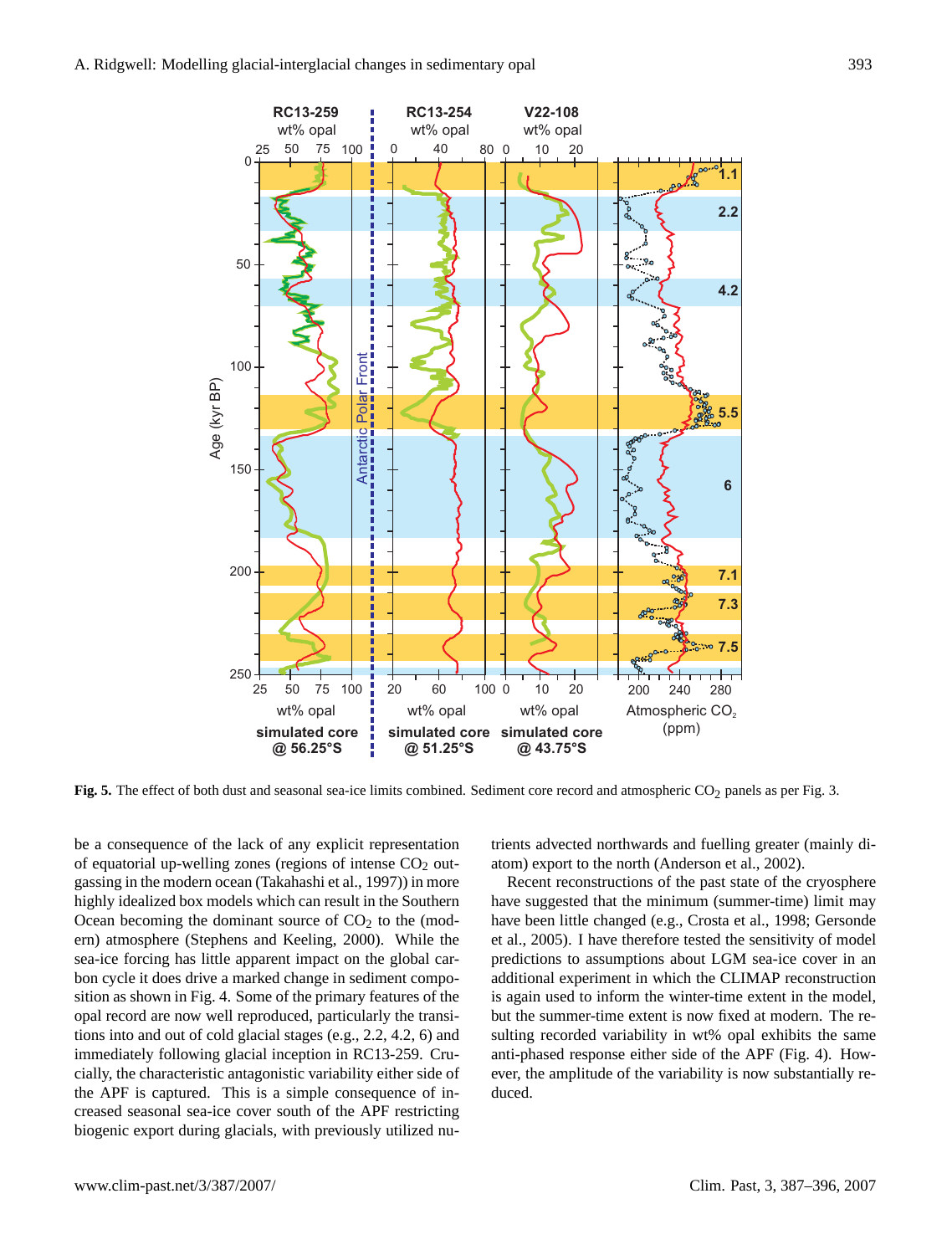**Fig. 5.** The effect of both dust and seasonal sea-ice limits combined. Sediment core record and atmospheric $CO_2$ panels as per Fig. 3.

be a consequence of the lack of any explicit representation of equatorial up-welling zones (regions of intense $CO_2$ outgassing in the modern ocean (Takahashi et al., 1997)) in more highly idealized box models which can result in the Southern Ocean becoming the dominant source of $CO_2$ to the (modern) atmosphere (Stephens and Keeling, 2000). While the sea-ice forcing has little apparent impact on the global carbon cycle it does drive a marked change in sediment composition as shown in Fig. 4. Some of the primary features of the opal record are now well reproduced, particularly the transitions into and out of cold glacial stages (e.g., 2.2, 4.2, 6) and immediately following glacial inception in RC13-259. Crucially, the characteristic antagonistic variability either side of the APF is captured. This is a simple consequence of increased seasonal sea-ice cover south of the APF restricting biogenic export during glacials, with previously utilized nutrients advected northwards and fuelling greater (mainly diatom) export to the north (Anderson et al., 2002).

Recent reconstructions of the past state of the cryosphere have suggested that the minimum (summer-time) limit may have been little changed (e.g., Crosta et al., 1998; Gersonde et al., 2005). I have therefore tested the sensitivity of model predictions to assumptions about LGM sea-ice cover in an additional experiment in which the CLIMAP reconstruction is again used to inform the winter-time extent in the model, but the summer-time extent is now fixed at modern. The resulting recorded variability in wt% opal exhibits the same anti-phased response either side of the APF (Fig. 4). However, the amplitude of the variability is now substantially reduced.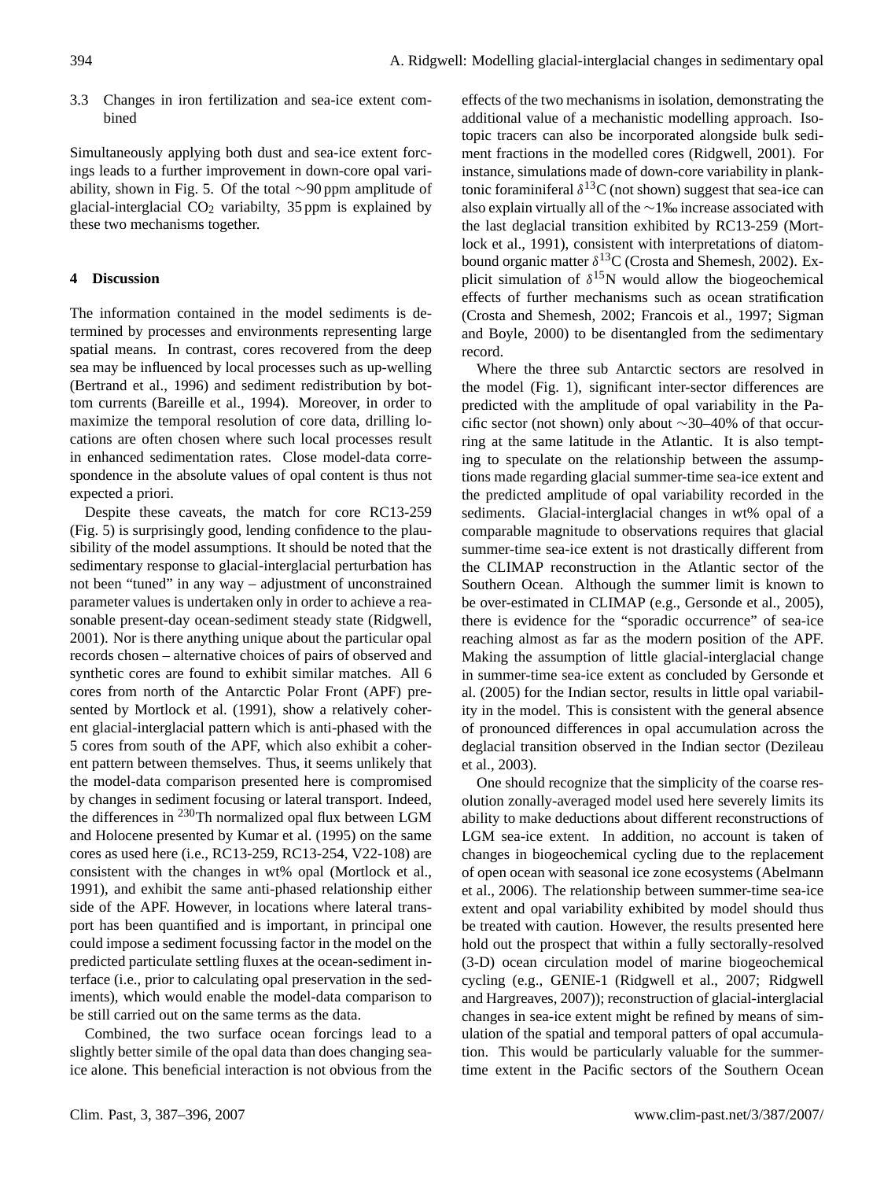### 3.3 Changes in iron fertilization and sea-ice extent combined

Simultaneously applying both dust and sea-ice extent forcings leads to a further improvement in down-core opal variability, shown in Fig. 5. Of the total ∼90 ppm amplitude of glacial-interglacial $CO_2$ variabilty, 35 ppm is explained by these two mechanisms together.

## 4 Discussion

The information contained in the model sediments is determined by processes and environments representing large spatial means. In contrast, cores recovered from the deep sea may be influenced by local processes such as up-welling (Bertrand et al., 1996) and sediment redistribution by bottom currents (Bareille et al., 1994). Moreover, in order to maximize the temporal resolution of core data, drilling locations are often chosen where such local processes result in enhanced sedimentation rates. Close model-data correspondence in the absolute values of opal content is thus not expected a priori.

Despite these caveats, the match for core RC13-259 (Fig. 5) is surprisingly good, lending confidence to the plausibility of the model assumptions. It should be noted that the sedimentary response to glacial-interglacial perturbation has not been "tuned" in any way – adjustment of unconstrained parameter values is undertaken only in order to achieve a reasonable present-day ocean-sediment steady state (Ridgwell, 2001). Nor is there anything unique about the particular opal records chosen – alternative choices of pairs of observed and synthetic cores are found to exhibit similar matches. All 6 cores from north of the Antarctic Polar Front (APF) presented by Mortlock et al. (1991), show a relatively coherent glacial-interglacial pattern which is anti-phased with the 5 cores from south of the APF, which also exhibit a coherent pattern between themselves. Thus, it seems unlikely that the model-data comparison presented here is compromised by changes in sediment focusing or lateral transport. Indeed, the differences in $^{230}$Th normalized opal flux between LGM and Holocene presented by Kumar et al. (1995) on the same cores as used here (i.e., RC13-259, RC13-254, V22-108) are consistent with the changes in wt% opal (Mortlock et al., 1991), and exhibit the same anti-phased relationship either side of the APF. However, in locations where lateral transport has been quantified and is important, in principal one could impose a sediment focussing factor in the model on the predicted particulate settling fluxes at the ocean-sediment interface (i.e., prior to calculating opal preservation in the sediments), which would enable the model-data comparison to be still carried out on the same terms as the data.

Combined, the two surface ocean forcings lead to a slightly better simile of the opal data than does changing sea-ice alone. This beneficial interaction is not obvious from the effects of the two mechanisms in isolation, demonstrating the additional value of a mechanistic modelling approach. Isotopic tracers can also be incorporated alongside bulk sediment fractions in the modelled cores (Ridgwell, 2001). For instance, simulations made of down-core variability in planktonic foraminiferal $\delta^{13}$C (not shown) suggest that sea-ice can also explain virtually all of the ∼1‰ increase associated with the last deglacial transition exhibited by RC13-259 (Mortlock et al., 1991), consistent with interpretations of diatom-bound organic matter $\delta^{13}$C (Crosta and Shemesh, 2002). Explicit simulation of $\delta^{15}$N would allow the biogeochemical effects of further mechanisms such as ocean stratification (Crosta and Shemesh, 2002; Francois et al., 1997; Sigman and Boyle, 2000) to be disentangled from the sedimentary record.

Where the three sub Antarctic sectors are resolved in the model (Fig. 1), significant inter-sector differences are predicted with the amplitude of opal variability in the Pacific sector (not shown) only about ∼30–40% of that occurring at the same latitude in the Atlantic. It is also tempting to speculate on the relationship between the assumptions made regarding glacial summer-time sea-ice extent and the predicted amplitude of opal variability recorded in the sediments. Glacial-interglacial changes in wt% opal of a comparable magnitude to observations requires that glacial summer-time sea-ice extent is not drastically different from the CLIMAP reconstruction in the Atlantic sector of the Southern Ocean. Although the summer limit is known to be over-estimated in CLIMAP (e.g., Gersonde et al., 2005), there is evidence for the "sporadic occurrence" of sea-ice reaching almost as far as the modern position of the APF. Making the assumption of little glacial-interglacial change in summer-time sea-ice extent as concluded by Gersonde et al. (2005) for the Indian sector, results in little opal variability in the model. This is consistent with the general absence of pronounced differences in opal accumulation across the deglacial transition observed in the Indian sector (Dezileau et al., 2003).

One should recognize that the simplicity of the coarse resolution zonally-averaged model used here severely limits its ability to make deductions about different reconstructions of LGM sea-ice extent. In addition, no account is taken of changes in biogeochemical cycling due to the replacement of open ocean with seasonal ice zone ecosystems (Abelmann et al., 2006). The relationship between summer-time sea-ice extent and opal variability exhibited by model should thus be treated with caution. However, the results presented here hold out the prospect that within a fully sectorally-resolved (3-D) ocean circulation model of marine biogeochemical cycling (e.g., GENIE-1 (Ridgwell et al., 2007; Ridgwell and Hargreaves, 2007)); reconstruction of glacial-interglacial changes in sea-ice extent might be refined by means of simulation of the spatial and temporal patters of opal accumulation. This would be particularly valuable for the summer-time extent in the Pacific sectors of the Southern Ocean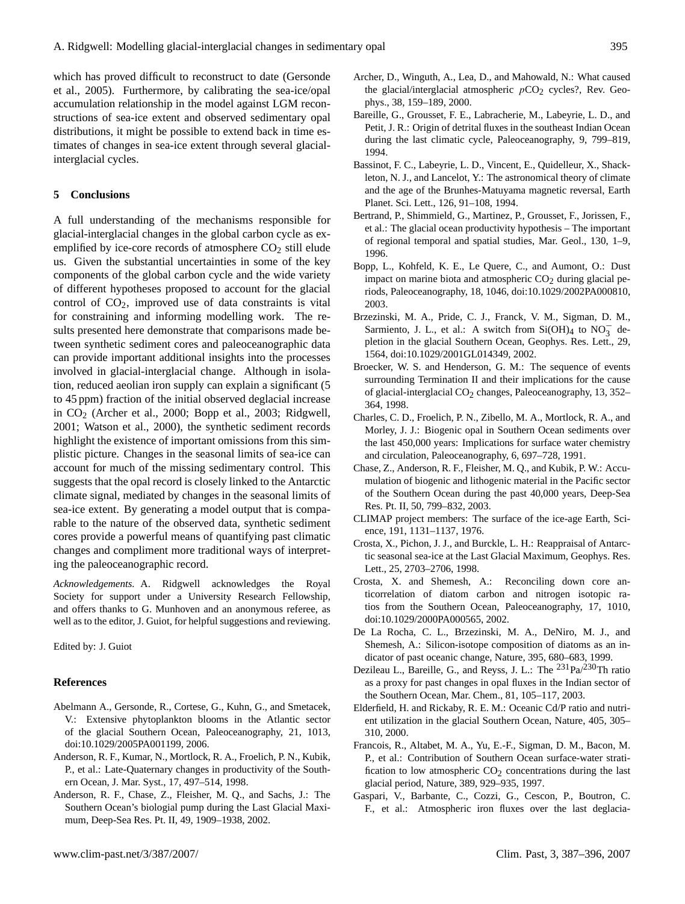which has proved difficult to reconstruct to date (Gersonde et al., 2005). Furthermore, by calibrating the sea-ice/opal accumulation relationship in the model against LGM reconstructions of sea-ice extent and observed sedimentary opal distributions, it might be possible to extend back in time estimates of changes in sea-ice extent through several glacial-interglacial cycles.

## 5 Conclusions

A full understanding of the mechanisms responsible for glacial-interglacial changes in the global carbon cycle as exemplified by ice-core records of atmosphere $CO_2$ still elude us. Given the substantial uncertainties in some of the key components of the global carbon cycle and the wide variety of different hypotheses proposed to account for the glacial control of $CO_2$, improved use of data constraints is vital for constraining and informing modelling work. The results presented here demonstrate that comparisons made between synthetic sediment cores and paleoceanographic data can provide important additional insights into the processes involved in glacial-interglacial change. Although in isolation, reduced aeolian iron supply can explain a significant (5 to 45 ppm) fraction of the initial observed deglacial increase in $CO_2$ (Archer et al., 2000; Bopp et al., 2003; Ridgwell, 2001; Watson et al., 2000), the synthetic sediment records highlight the existence of important omissions from this simplistic picture. Changes in the seasonal limits of sea-ice can account for much of the missing sedimentary control. This suggests that the opal record is closely linked to the Antarctic climate signal, mediated by changes in the seasonal limits of sea-ice extent. By generating a model output that is comparable to the nature of the observed data, synthetic sediment cores provide a powerful means of quantifying past climatic changes and compliment more traditional ways of interpreting the paleoceanographic record.

*Acknowledgements.* A. Ridgwell acknowledges the Royal Society for support under a University Research Fellowship, and offers thanks to G. Munhoven and an anonymous referee, as well as to the editor, J. Guiot, for helpful suggestions and reviewing.

Edited by: J. Guiot

## References

Abelmann A., Gersonde, R., Cortese, G., Kuhn, G., and Smetacek, V.: Extensive phytoplankton blooms in the Atlantic sector of the glacial Southern Ocean, Paleoceanography, 21, 1013, doi:10.1029/2005PA001199, 2006.

Anderson, R. F., Kumar, N., Mortlock, R. A., Froelich, P. N., Kubik, P., et al.: Late-Quaternary changes in productivity of the Southern Ocean, J. Mar. Syst., 17, 497–514, 1998.

Anderson, R. F., Chase, Z., Fleisher, M. Q., and Sachs, J.: The Southern Ocean's biologial pump during the Last Glacial Maximum, Deep-Sea Res. Pt. II, 49, 1909–1938, 2002.

Archer, D., Winguth, A., Lea, D., and Mahowald, N.: What caused the glacial/interglacial atmospheric $pCO_2$ cycles?, Rev. Geophys., 38, 159–189, 2000.

Bareille, G., Grousset, F. E., Labracherie, M., Labeyrie, L. D., and Petit, J. R.: Origin of detrital fluxes in the southeast Indian Ocean during the last climatic cycle, Paleoceanography, 9, 799–819, 1994.

Bassinot, F. C., Labeyrie, L. D., Vincent, E., Quidelleur, X., Shackleton, N. J., and Lancelot, Y.: The astronomical theory of climate and the age of the Brunhes-Matuyama magnetic reversal, Earth Planet. Sci. Lett., 126, 91–108, 1994.

Bertrand, P., Shimmield, G., Martinez, P., Grousset, F., Jorissen, F., et al.: The glacial ocean productivity hypothesis – The important of regional temporal and spatial studies, Mar. Geol., 130, 1–9, 1996.

Bopp, L., Kohfeld, K. E., Le Quere, C., and Aumont, O.: Dust impact on marine biota and atmospheric $CO_2$ during glacial periods, Paleoceanography, 18, 1046, doi:10.1029/2002PA000810, 2003.

Brzezinski, M. A., Pride, C. J., Franck, V. M., Sigman, D. M., Sarmiento, J. L., et al.: A switch from $Si(OH)_4$ to $NO_3^-$ depletion in the glacial Southern Ocean, Geophys. Res. Lett., 29, 1564, doi:10.1029/2001GL014349, 2002.

Broecker, W. S. and Henderson, G. M.: The sequence of events surrounding Termination II and their implications for the cause of glacial-interglacial $CO_2$ changes, Paleoceanography, 13, 352–364, 1998.

Charles, C. D., Froelich, P. N., Zibello, M. A., Mortlock, R. A., and Morley, J. J.: Biogenic opal in Southern Ocean sediments over the last 450,000 years: Implications for surface water chemistry and circulation, Paleoceanography, 6, 697–728, 1991.

Chase, Z., Anderson, R. F., Fleisher, M. Q., and Kubik, P. W.: Accumulation of biogenic and lithogenic material in the Pacific sector of the Southern Ocean during the past 40,000 years, Deep-Sea Res. Pt. II, 50, 799–832, 2003.

CLIMAP project members: The surface of the ice-age Earth, Science, 191, 1131–1137, 1976.

Crosta, X., Pichon, J. J., and Burckle, L. H.: Reappraisal of Antarctic seasonal sea-ice at the Last Glacial Maximum, Geophys. Res. Lett., 25, 2703–2706, 1998.

Crosta, X. and Shemesh, A.: Reconciling down core anticorrelation of diatom carbon and nitrogen isotopic ratios from the Southern Ocean, Paleoceanography, 17, 1010, doi:10.1029/2000PA000565, 2002.

De La Rocha, C. L., Brzezinski, M. A., DeNiro, M. J., and Shemesh, A.: Silicon-isotope composition of diatoms as an indicator of past oceanic change, Nature, 395, 680–683, 1999.

Dezileau L., Bareille, G., and Reyss, J. L.: The $^{231}Pa/^{230}Th$ ratio as a proxy for past changes in opal fluxes in the Indian sector of the Southern Ocean, Mar. Chem., 81, 105–117, 2003.

Elderfield, H. and Rickaby, R. E. M.: Oceanic Cd/P ratio and nutrient utilization in the glacial Southern Ocean, Nature, 405, 305–310, 2000.

Francois, R., Altabet, M. A., Yu, E.-F., Sigman, D. M., Bacon, M. P., et al.: Contribution of Southern Ocean surface-water stratification to low atmospheric $CO_2$ concentrations during the last glacial period, Nature, 389, 929–935, 1997.

Gaspari, V., Barbante, C., Cozzi, G., Cescon, P., Boutron, C. F., et al.: Atmospheric iron fluxes over the last deglacia-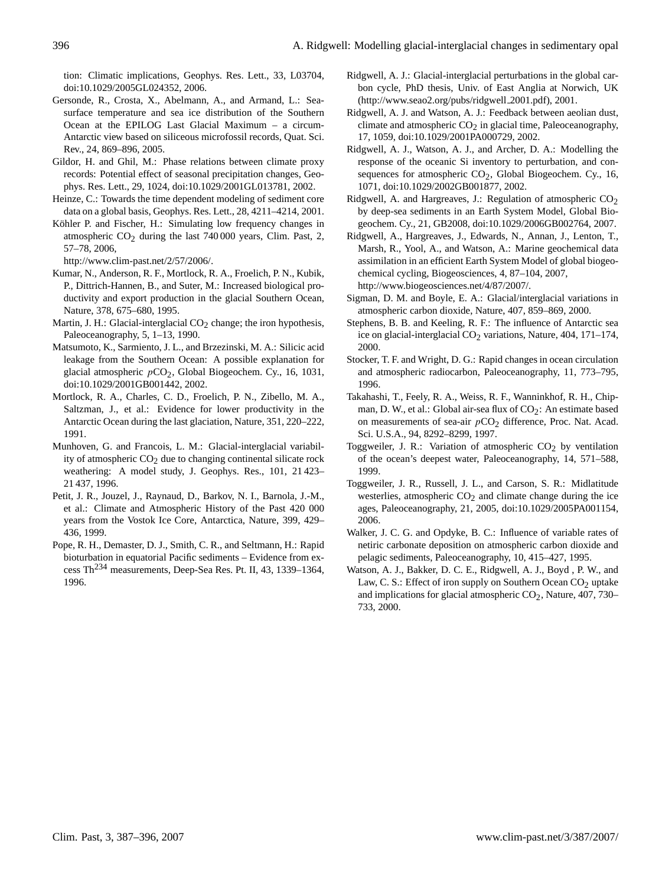tion: Climatic implications, Geophys. Res. Lett., 33, L03704, doi:10.1029/2005GL024352, 2006.

Gersonde, R., Crosta, X., Abelmann, A., and Armand, L.: Sea-surface temperature and sea ice distribution of the Southern Ocean at the EPILOG Last Glacial Maximum – a circum-Antarctic view based on siliceous microfossil records, Quat. Sci. Rev., 24, 869–896, 2005.

Gildor, H. and Ghil, M.: Phase relations between climate proxy records: Potential effect of seasonal precipitation changes, Geophys. Res. Lett., 29, 1024, doi:10.1029/2001GL013781, 2002.

Heinze, C.: Towards the time dependent modeling of sediment core data on a global basis, Geophys. Res. Lett., 28, 4211–4214, 2001.

Köhler P. and Fischer, H.: Simulating low frequency changes in atmospheric $CO_2$ during the last 740 000 years, Clim. Past, 2, 57–78, 2006, http://www.clim-past.net/2/57/2006/.

Kumar, N., Anderson, R. F., Mortlock, R. A., Froelich, P. N., Kubik, P., Dittrich-Hannen, B., and Suter, M.: Increased biological productivity and export production in the glacial Southern Ocean, Nature, 378, 675–680, 1995.

Martin, J. H.: Glacial-interglacial $CO_2$ change; the iron hypothesis, Paleoceanography, 5, 1–13, 1990.

Matsumoto, K., Sarmiento, J. L., and Brzezinski, M. A.: Silicic acid leakage from the Southern Ocean: A possible explanation for glacial atmospheric $p\mathrm{CO}_2$, Global Biogeochem. Cy., 16, 1031, doi:10.1029/2001GB001442, 2002.

Mortlock, R. A., Charles, C. D., Froelich, P. N., Zibello, M. A., Saltzman, J., et al.: Evidence for lower productivity in the Antarctic Ocean during the last glaciation, Nature, 351, 220–222, 1991.

Munhoven, G. and Francois, L. M.: Glacial-interglacial variability of atmospheric $CO_2$ due to changing continental silicate rock weathering: A model study, J. Geophys. Res., 101, 21 423–21 437, 1996.

Petit, J. R., Jouzel, J., Raynaud, D., Barkov, N. I., Barnola, J.-M., et al.: Climate and Atmospheric History of the Past 420 000 years from the Vostok Ice Core, Antarctica, Nature, 399, 429–436, 1999.

Pope, R. H., Demaster, D. J., Smith, C. R., and Seltmann, H.: Rapid bioturbation in equatorial Pacific sediments – Evidence from excess $Th^{234}$ measurements, Deep-Sea Res. Pt. II, 43, 1339–1364, 1996.

Ridgwell, A. J.: Glacial-interglacial perturbations in the global carbon cycle, PhD thesis, Univ. of East Anglia at Norwich, UK (http://www.seao2.org/pubs/ridgwell_2001.pdf), 2001.

Ridgwell, A. J. and Watson, A. J.: Feedback between aeolian dust, climate and atmospheric $CO_2$ in glacial time, Paleoceanography, 17, 1059, doi:10.1029/2001PA000729, 2002.

Ridgwell, A. J., Watson, A. J., and Archer, D. A.: Modelling the response of the oceanic Si inventory to perturbation, and consequences for atmospheric $CO_2$, Global Biogeochem. Cy., 16, 1071, doi:10.1029/2002GB001877, 2002.

Ridgwell, A. and Hargreaves, J.: Regulation of atmospheric $CO_2$ by deep-sea sediments in an Earth System Model, Global Biogeochem. Cy., 21, GB2008, doi:10.1029/2006GB002764, 2007.

Ridgwell, A., Hargreaves, J., Edwards, N., Annan, J., Lenton, T., Marsh, R., Yool, A., and Watson, A.: Marine geochemical data assimilation in an efficient Earth System Model of global biogeochemical cycling, Biogeosciences, 4, 87–104, 2007, http://www.biogeosciences.net/4/87/2007/.

Sigman, D. M. and Boyle, E. A.: Glacial/interglacial variations in atmospheric carbon dioxide, Nature, 407, 859–869, 2000.

Stephens, B. B. and Keeling, R. F.: The influence of Antarctic sea ice on glacial-interglacial $CO_2$ variations, Nature, 404, 171–174, 2000.

Stocker, T. F. and Wright, D. G.: Rapid changes in ocean circulation and atmospheric radiocarbon, Paleoceanography, 11, 773–795, 1996.

Takahashi, T., Feely, R. A., Weiss, R. F., Wanninkhof, R. H., Chipman, D. W., et al.: Global air-sea flux of $CO_2$: An estimate based on measurements of sea-air $p\mathrm{CO}_2$ difference, Proc. Nat. Acad. Sci. U.S.A., 94, 8292–8299, 1997.

Toggweiler, J. R.: Variation of atmospheric $CO_2$ by ventilation of the ocean's deepest water, Paleoceanography, 14, 571–588, 1999.

Toggweiler, J. R., Russell, J. L., and Carson, S. R.: Midlatitude westerlies, atmospheric $CO_2$ and climate change during the ice ages, Paleoceanography, 21, 2005, doi:10.1029/2005PA001154, 2006.

Walker, J. C. G. and Opdyke, B. C.: Influence of variable rates of netiric carbonate deposition on atmospheric carbon dioxide and pelagic sediments, Paleoceanography, 10, 415–427, 1995.

Watson, A. J., Bakker, D. C. E., Ridgwell, A. J., Boyd , P. W., and Law, C. S.: Effect of iron supply on Southern Ocean $CO_2$ uptake and implications for glacial atmospheric $CO_2$, Nature, 407, 730–733, 2000.